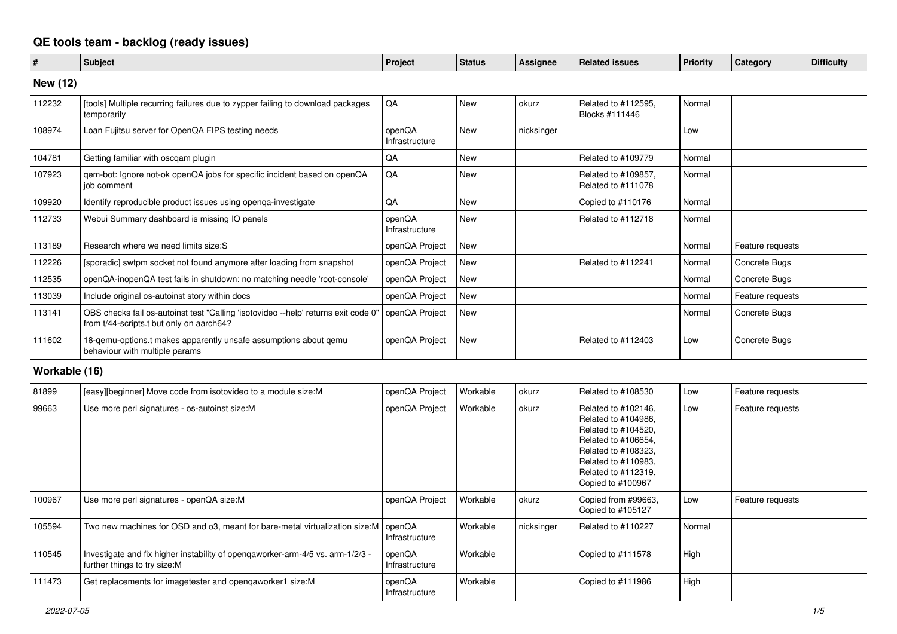# QE tools team - backlog (ready issues)

| # | Subject | Project | Status | Assignee | Related issues | Priority | Category | Difficulty |
|---|---|---|---|---|---|---|---|---|
| **New (12)** | | | | | | | | |
| 112232 | [tools] Multiple recurring failures due to zypper failing to download packages temporarily | QA | New | okurz | Related to #112595, Blocks #111446 | Normal | | |
| 108974 | Loan Fujitsu server for OpenQA FIPS testing needs | openQA Infrastructure | New | nicksinger | | Low | | |
| 104781 | Getting familiar with oscqam plugin | QA | New | | Related to #109779 | Normal | | |
| 107923 | qem-bot: Ignore not-ok openQA jobs for specific incident based on openQA job comment | QA | New | | Related to #109857, Related to #111078 | Normal | | |
| 109920 | Identify reproducible product issues using openqa-investigate | QA | New | | Copied to #110176 | Normal | | |
| 112733 | Webui Summary dashboard is missing IO panels | openQA Infrastructure | New | | Related to #112718 | Normal | | |
| 113189 | Research where we need limits size:S | openQA Project | New | | | Normal | Feature requests | |
| 112226 | [sporadic] swtpm socket not found anymore after loading from snapshot | openQA Project | New | | Related to #112241 | Normal | Concrete Bugs | |
| 112535 | openQA-inopenQA test fails in shutdown: no matching needle 'root-console' | openQA Project | New | | | Normal | Concrete Bugs | |
| 113039 | Include original os-autoinst story within docs | openQA Project | New | | | Normal | Feature requests | |
| 113141 | OBS checks fail os-autoinst test "Calling 'isotovideo --help' returns exit code 0" from t/44-scripts.t but only on aarch64? | openQA Project | New | | | Normal | Concrete Bugs | |
| 111602 | 18-qemu-options.t makes apparently unsafe assumptions about qemu behaviour with multiple params | openQA Project | New | | Related to #112403 | Low | Concrete Bugs | |
| **Workable (16)** | | | | | | | | |
| 81899 | [easy][beginner] Move code from isotovideo to a module size:M | openQA Project | Workable | okurz | Related to #108530 | Low | Feature requests | |
| 99663 | Use more perl signatures - os-autoinst size:M | openQA Project | Workable | okurz | Related to #102146, Related to #104986, Related to #104520, Related to #106654, Related to #108323, Related to #110983, Related to #112319, Copied to #100967 | Low | Feature requests | |
| 100967 | Use more perl signatures - openQA size:M | openQA Project | Workable | okurz | Copied from #99663, Copied to #105127 | Low | Feature requests | |
| 105594 | Two new machines for OSD and o3, meant for bare-metal virtualization size:M | openQA Infrastructure | Workable | nicksinger | Related to #110227 | Normal | | |
| 110545 | Investigate and fix higher instability of openqaworker-arm-4/5 vs. arm-1/2/3 - further things to try size:M | openQA Infrastructure | Workable | | Copied to #111578 | High | | |
| 111473 | Get replacements for imagetester and openqaworker1 size:M | openQA Infrastructure | Workable | | Copied to #111986 | High | | |

*2022-07-05*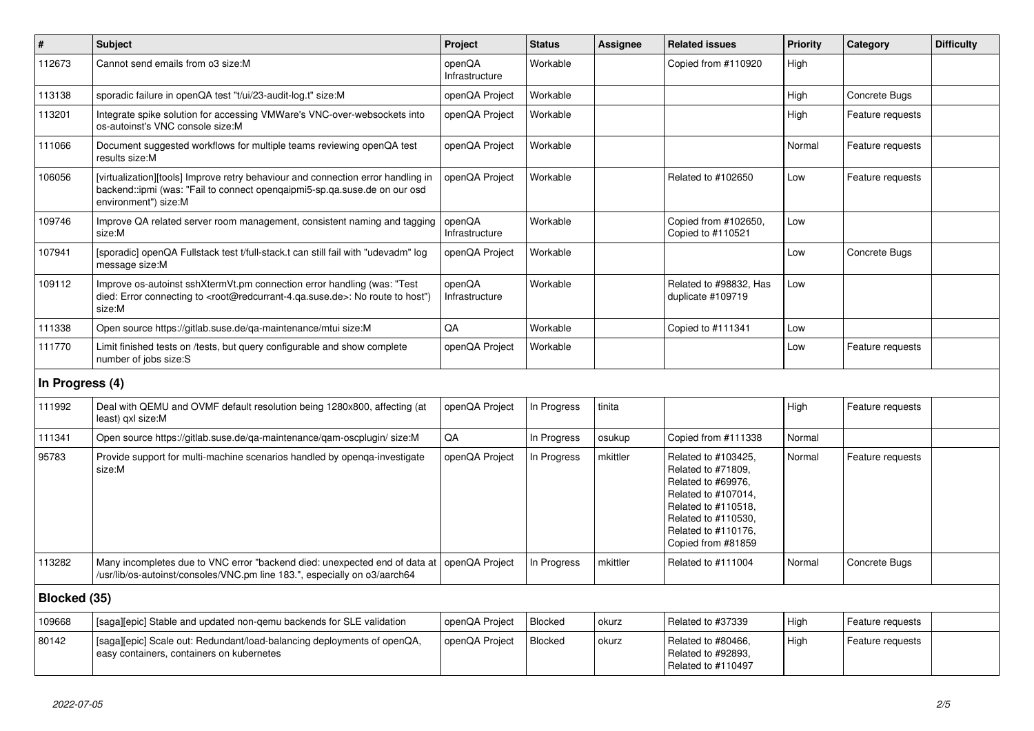| # | Subject | Project | Status | Assignee | Related issues | Priority | Category | Difficulty |
|---|---|---|---|---|---|---|---|---|
| 112673 | Cannot send emails from o3 size:M | openQA Infrastructure | Workable | | Copied from #110920 | High | | |
| 113138 | sporadic failure in openQA test "t/ui/23-audit-log.t" size:M | openQA Project | Workable | | | High | Concrete Bugs | |
| 113201 | Integrate spike solution for accessing VMWare's VNC-over-websockets into os-autoinst's VNC console size:M | openQA Project | Workable | | | High | Feature requests | |
| 111066 | Document suggested workflows for multiple teams reviewing openQA test results size:M | openQA Project | Workable | | | Normal | Feature requests | |
| 106056 | [virtualization][tools] Improve retry behaviour and connection error handling in backend::ipmi (was: "Fail to connect openqaipmi5-sp.qa.suse.de on our osd environment") size:M | openQA Project | Workable | | Related to #102650 | Low | Feature requests | |
| 109746 | Improve QA related server room management, consistent naming and tagging size:M | openQA Infrastructure | Workable | | Copied from #102650, Copied to #110521 | Low | | |
| 107941 | [sporadic] openQA Fullstack test t/full-stack.t can still fail with "udevadm" log message size:M | openQA Project | Workable | | | Low | Concrete Bugs | |
| 109112 | Improve os-autoinst sshXtermVt.pm connection error handling (was: "Test died: Error connecting to <root@redcurrant-4.qa.suse.de>: No route to host") size:M | openQA Infrastructure | Workable | | Related to #98832, Has duplicate #109719 | Low | | |
| 111338 | Open source https://gitlab.suse.de/qa-maintenance/mtui size:M | QA | Workable | | Copied to #111341 | Low | | |
| 111770 | Limit finished tests on /tests, but query configurable and show complete number of jobs size:S | openQA Project | Workable | | | Low | Feature requests | |
| **In Progress (4)** | | | | | | | | |
| 111992 | Deal with QEMU and OVMF default resolution being 1280x800, affecting (at least) qxl size:M | openQA Project | In Progress | tinita | | High | Feature requests | |
| 111341 | Open source https://gitlab.suse.de/qa-maintenance/qam-oscplugin/ size:M | QA | In Progress | osukup | Copied from #111338 | Normal | | |
| 95783 | Provide support for multi-machine scenarios handled by openqa-investigate size:M | openQA Project | In Progress | mkittler | Related to #103425, Related to #71809, Related to #69976, Related to #107014, Related to #110518, Related to #110530, Related to #110176, Copied from #81859 | Normal | Feature requests | |
| 113282 | Many incompletes due to VNC error "backend died: unexpected end of data at /usr/lib/os-autoinst/consoles/VNC.pm line 183.", especially on o3/aarch64 | openQA Project | In Progress | mkittler | Related to #111004 | Normal | Concrete Bugs | |
| **Blocked (35)** | | | | | | | | |
| 109668 | [saga][epic] Stable and updated non-qemu backends for SLE validation | openQA Project | Blocked | okurz | Related to #37339 | High | Feature requests | |
| 80142 | [saga][epic] Scale out: Redundant/load-balancing deployments of openQA, easy containers, containers on kubernetes | openQA Project | Blocked | okurz | Related to #80466, Related to #92893, Related to #110497 | High | Feature requests | |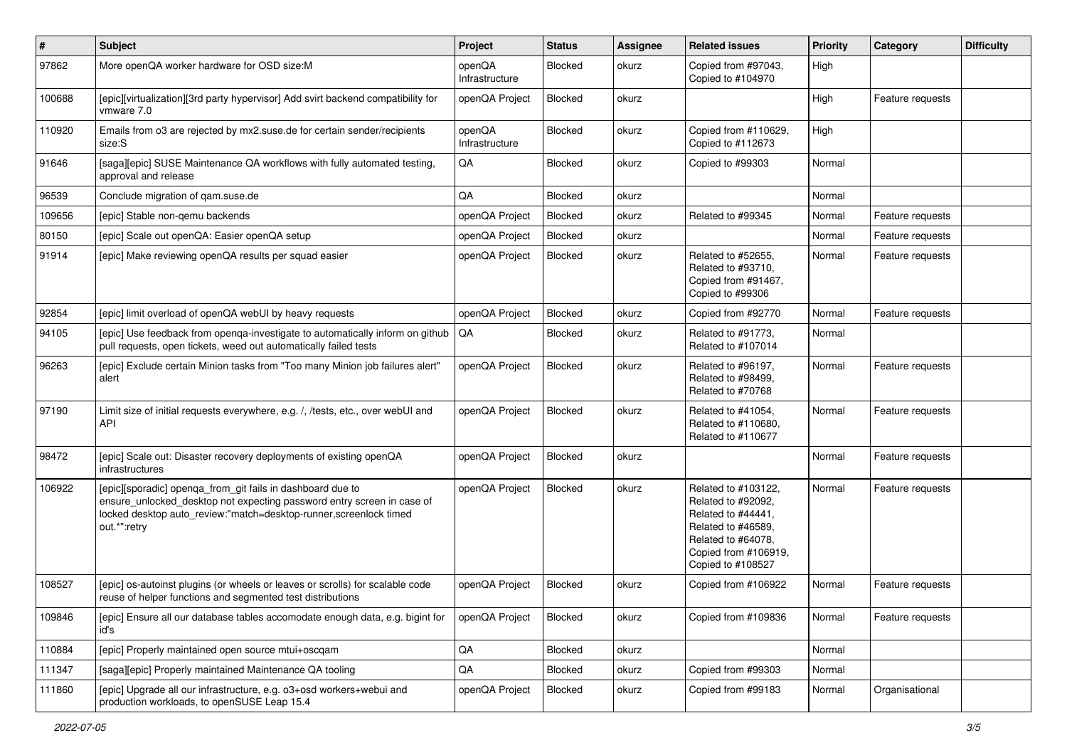| # | Subject | Project | Status | Assignee | Related issues | Priority | Category | Difficulty |
|---|---|---|---|---|---|---|---|---|
| 97862 | More openQA worker hardware for OSD size:M | openQA Infrastructure | Blocked | okurz | Copied from #97043, Copied to #104970 | High | | |
| 100688 | [epic][virtualization][3rd party hypervisor] Add svirt backend compatibility for vmware 7.0 | openQA Project | Blocked | okurz | | High | Feature requests | |
| 110920 | Emails from o3 are rejected by mx2.suse.de for certain sender/recipients size:S | openQA Infrastructure | Blocked | okurz | Copied from #110629, Copied to #112673 | High | | |
| 91646 | [saga][epic] SUSE Maintenance QA workflows with fully automated testing, approval and release | QA | Blocked | okurz | Copied to #99303 | Normal | | |
| 96539 | Conclude migration of qam.suse.de | QA | Blocked | okurz | | Normal | | |
| 109656 | [epic] Stable non-qemu backends | openQA Project | Blocked | okurz | Related to #99345 | Normal | Feature requests | |
| 80150 | [epic] Scale out openQA: Easier openQA setup | openQA Project | Blocked | okurz | | Normal | Feature requests | |
| 91914 | [epic] Make reviewing openQA results per squad easier | openQA Project | Blocked | okurz | Related to #52655, Related to #93710, Copied from #91467, Copied to #99306 | Normal | Feature requests | |
| 92854 | [epic] limit overload of openQA webUI by heavy requests | openQA Project | Blocked | okurz | Copied from #92770 | Normal | Feature requests | |
| 94105 | [epic] Use feedback from openqa-investigate to automatically inform on github pull requests, open tickets, weed out automatically failed tests | QA | Blocked | okurz | Related to #91773, Related to #107014 | Normal | | |
| 96263 | [epic] Exclude certain Minion tasks from "Too many Minion job failures alert" alert | openQA Project | Blocked | okurz | Related to #96197, Related to #98499, Related to #70768 | Normal | Feature requests | |
| 97190 | Limit size of initial requests everywhere, e.g. /, /tests, etc., over webUI and API | openQA Project | Blocked | okurz | Related to #41054, Related to #110680, Related to #110677 | Normal | Feature requests | |
| 98472 | [epic] Scale out: Disaster recovery deployments of existing openQA infrastructures | openQA Project | Blocked | okurz | | Normal | Feature requests | |
| 106922 | [epic][sporadic] openqa_from_git fails in dashboard due to ensure_unlocked_desktop not expecting password entry screen in case of locked desktop auto_review:"match=desktop-runner,screenlock timed out.*":retry | openQA Project | Blocked | okurz | Related to #103122, Related to #92092, Related to #44441, Related to #46589, Related to #64078, Copied from #106919, Copied to #108527 | Normal | Feature requests | |
| 108527 | [epic] os-autoinst plugins (or wheels or leaves or scrolls) for scalable code reuse of helper functions and segmented test distributions | openQA Project | Blocked | okurz | Copied from #106922 | Normal | Feature requests | |
| 109846 | [epic] Ensure all our database tables accomodate enough data, e.g. bigint for id's | openQA Project | Blocked | okurz | Copied from #109836 | Normal | Feature requests | |
| 110884 | [epic] Properly maintained open source mtui+oscqam | QA | Blocked | okurz | | Normal | | |
| 111347 | [saga][epic] Properly maintained Maintenance QA tooling | QA | Blocked | okurz | Copied from #99303 | Normal | | |
| 111860 | [epic] Upgrade all our infrastructure, e.g. o3+osd workers+webui and production workloads, to openSUSE Leap 15.4 | openQA Project | Blocked | okurz | Copied from #99183 | Normal | Organisational | |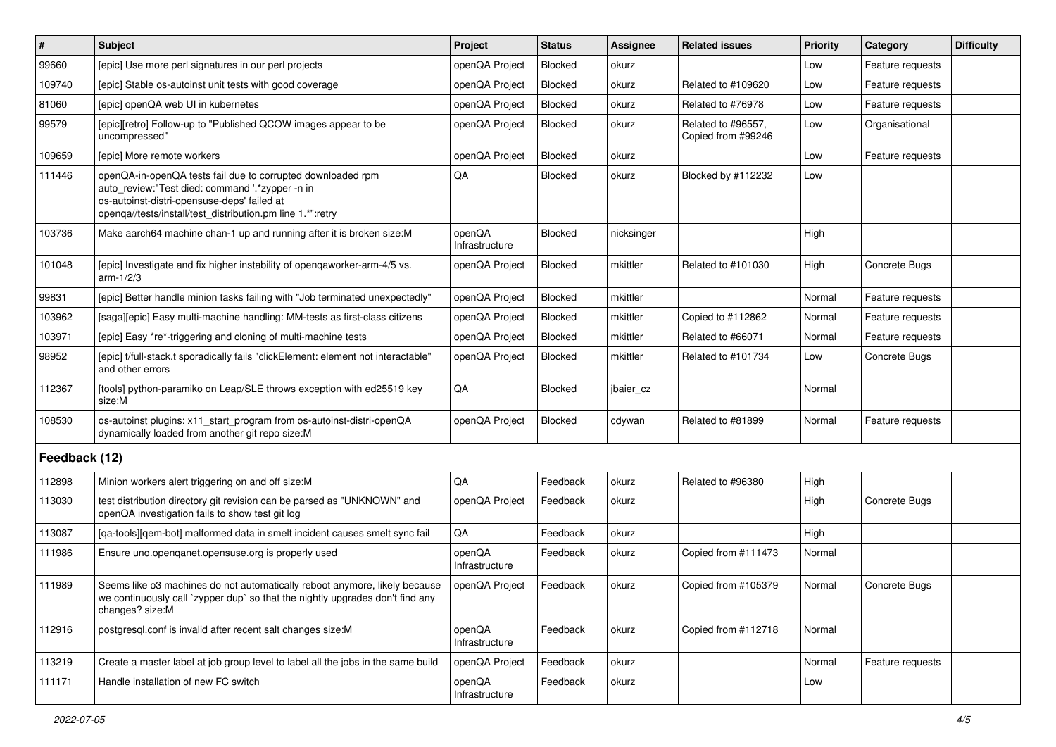| # | Subject | Project | Status | Assignee | Related issues | Priority | Category | Difficulty |
|---|---|---|---|---|---|---|---|---|
| 99660 | [epic] Use more perl signatures in our perl projects | openQA Project | Blocked | okurz | | Low | Feature requests | |
| 109740 | [epic] Stable os-autoinst unit tests with good coverage | openQA Project | Blocked | okurz | Related to #109620 | Low | Feature requests | |
| 81060 | [epic] openQA web UI in kubernetes | openQA Project | Blocked | okurz | Related to #76978 | Low | Feature requests | |
| 99579 | [epic][retro] Follow-up to "Published QCOW images appear to be uncompressed" | openQA Project | Blocked | okurz | Related to #96557, Copied from #99246 | Low | Organisational | |
| 109659 | [epic] More remote workers | openQA Project | Blocked | okurz | | Low | Feature requests | |
| 111446 | openQA-in-openQA tests fail due to corrupted downloaded rpm auto_review:"Test died: command '.*zypper -n in os-autoinst-distri-opensuse-deps' failed at openqa//tests/install/test_distribution.pm line 1.*":retry | QA | Blocked | okurz | Blocked by #112232 | Low | | |
| 103736 | Make aarch64 machine chan-1 up and running after it is broken size:M | openQA Infrastructure | Blocked | nicksinger | | High | | |
| 101048 | [epic] Investigate and fix higher instability of openqaworker-arm-4/5 vs. arm-1/2/3 | openQA Project | Blocked | mkittler | Related to #101030 | High | Concrete Bugs | |
| 99831 | [epic] Better handle minion tasks failing with "Job terminated unexpectedly" | openQA Project | Blocked | mkittler | | Normal | Feature requests | |
| 103962 | [saga][epic] Easy multi-machine handling: MM-tests as first-class citizens | openQA Project | Blocked | mkittler | Copied to #112862 | Normal | Feature requests | |
| 103971 | [epic] Easy *re*-triggering and cloning of multi-machine tests | openQA Project | Blocked | mkittler | Related to #66071 | Normal | Feature requests | |
| 98952 | [epic] t/full-stack.t sporadically fails "clickElement: element not interactable" and other errors | openQA Project | Blocked | mkittler | Related to #101734 | Low | Concrete Bugs | |
| 112367 | [tools] python-paramiko on Leap/SLE throws exception with ed25519 key size:M | QA | Blocked | jbaier_cz | | Normal | | |
| 108530 | os-autoinst plugins: x11_start_program from os-autoinst-distri-openQA dynamically loaded from another git repo size:M | openQA Project | Blocked | cdywan | Related to #81899 | Normal | Feature requests | |
| **Feedback (12)** | | | | | | | | |
| 112898 | Minion workers alert triggering on and off size:M | QA | Feedback | okurz | Related to #96380 | High | | |
| 113030 | test distribution directory git revision can be parsed as "UNKNOWN" and openQA investigation fails to show test git log | openQA Project | Feedback | okurz | | High | Concrete Bugs | |
| 113087 | [qa-tools][qem-bot] malformed data in smelt incident causes smelt sync fail | QA | Feedback | okurz | | High | | |
| 111986 | Ensure uno.openqanet.opensuse.org is properly used | openQA Infrastructure | Feedback | okurz | Copied from #111473 | Normal | | |
| 111989 | Seems like o3 machines do not automatically reboot anymore, likely because we continuously call `zypper dup` so that the nightly upgrades don't find any changes? size:M | openQA Project | Feedback | okurz | Copied from #105379 | Normal | Concrete Bugs | |
| 112916 | postgresql.conf is invalid after recent salt changes size:M | openQA Infrastructure | Feedback | okurz | Copied from #112718 | Normal | | |
| 113219 | Create a master label at job group level to label all the jobs in the same build | openQA Project | Feedback | okurz | | Normal | Feature requests | |
| 111171 | Handle installation of new FC switch | openQA Infrastructure | Feedback | okurz | | Low | | |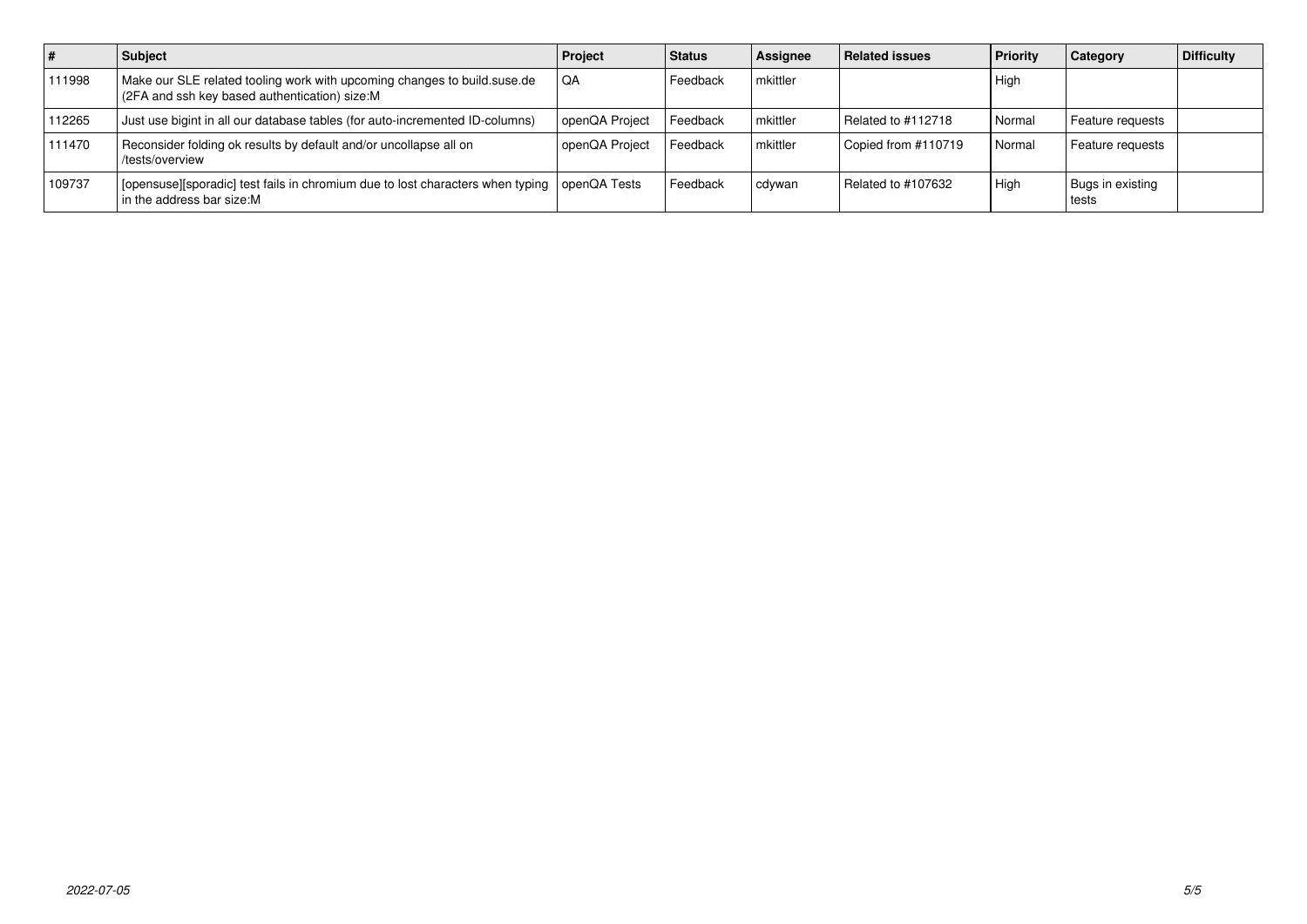| # | Subject | Project | Status | Assignee | Related issues | Priority | Category | Difficulty |
|---|---|---|---|---|---|---|---|---|
| 111998 | Make our SLE related tooling work with upcoming changes to build.suse.de (2FA and ssh key based authentication) size:M | QA | Feedback | mkittler | | High | | |
| 112265 | Just use bigint in all our database tables (for auto-incremented ID-columns) | openQA Project | Feedback | mkittler | Related to #112718 | Normal | Feature requests | |
| 111470 | Reconsider folding ok results by default and/or uncollapse all on /tests/overview | openQA Project | Feedback | mkittler | Copied from #110719 | Normal | Feature requests | |
| 109737 | [opensuse][sporadic] test fails in chromium due to lost characters when typing in the address bar size:M | openQA Tests | Feedback | cdywan | Related to #107632 | High | Bugs in existing tests | |

*2022-07-05*